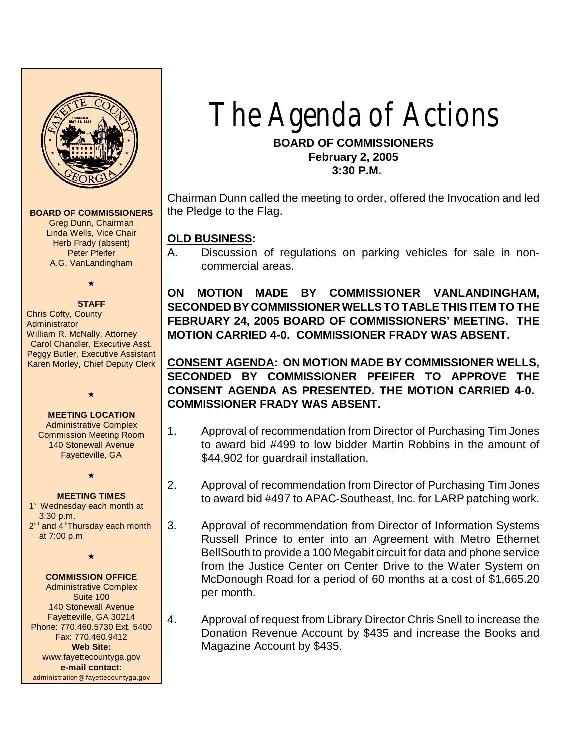# The Agenda of Actions

**BOARD OF COMMISSIONERS**
**February 2, 2005**
**3:30 P.M.**

**BOARD OF COMMISSIONERS**
Greg Dunn, Chairman
Linda Wells, Vice Chair
Herb Frady (absent)
Peter Pfeifer
A.G. VanLandingham

★

**STAFF**
Chris Cofty, County Administrator
William R. McNally, Attorney
Carol Chandler, Executive Asst.
Peggy Butler, Executive Assistant
Karen Morley, Chief Deputy Clerk

★

**MEETING LOCATION**
Administrative Complex
Commission Meeting Room
140 Stonewall Avenue
Fayetteville, GA

★

**MEETING TIMES**
1st Wednesday each month at 3:30 p.m.
2nd and 4th Thursday each month at 7:00 p.m

★

**COMMISSION OFFICE**
Administrative Complex
Suite 100
140 Stonewall Avenue
Fayetteville, GA 30214
Phone: 770.460.5730 Ext. 5400
Fax: 770.460.9412
**Web Site:**
www.fayettecountyga.gov
**e-mail contact:**
administration@fayettecountyga.gov

Chairman Dunn called the meeting to order, offered the Invocation and led the Pledge to the Flag.

**OLD BUSINESS:**

A. Discussion of regulations on parking vehicles for sale in non-commercial areas.

**ON MOTION MADE BY COMMISSIONER VANLANDINGHAM, SECONDED BY COMMISSIONER WELLS TO TABLE THIS ITEM TO THE FEBRUARY 24, 2005 BOARD OF COMMISSIONERS' MEETING. THE MOTION CARRIED 4-0. COMMISSIONER FRADY WAS ABSENT.**

**CONSENT AGENDA: ON MOTION MADE BY COMMISSIONER WELLS, SECONDED BY COMMISSIONER PFEIFER TO APPROVE THE CONSENT AGENDA AS PRESENTED. THE MOTION CARRIED 4-0. COMMISSIONER FRADY WAS ABSENT.**

1. Approval of recommendation from Director of Purchasing Tim Jones to award bid #499 to low bidder Martin Robbins in the amount of $44,902 for guardrail installation.

2. Approval of recommendation from Director of Purchasing Tim Jones to award bid #497 to APAC-Southeast, Inc. for LARP patching work.

3. Approval of recommendation from Director of Information Systems Russell Prince to enter into an Agreement with Metro Ethernet BellSouth to provide a 100 Megabit circuit for data and phone service from the Justice Center on Center Drive to the Water System on McDonough Road for a period of 60 months at a cost of $1,665.20 per month.

4. Approval of request from Library Director Chris Snell to increase the Donation Revenue Account by $435 and increase the Books and Magazine Account by $435.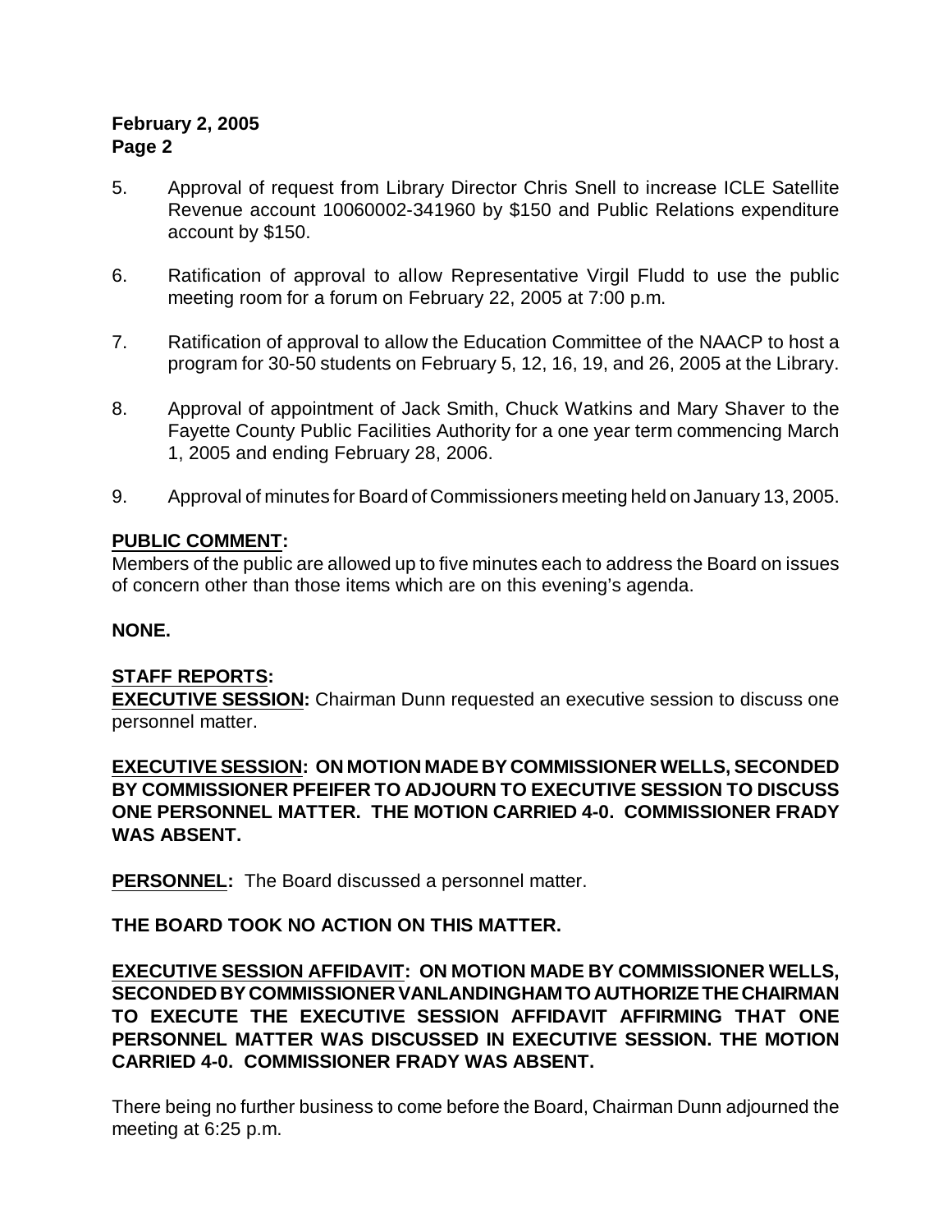5. Approval of request from Library Director Chris Snell to increase ICLE Satellite Revenue account 10060002-341960 by $150 and Public Relations expenditure account by $150.

6. Ratification of approval to allow Representative Virgil Fludd to use the public meeting room for a forum on February 22, 2005 at 7:00 p.m.

7. Ratification of approval to allow the Education Committee of the NAACP to host a program for 30-50 students on February 5, 12, 16, 19, and 26, 2005 at the Library.

8. Approval of appointment of Jack Smith, Chuck Watkins and Mary Shaver to the Fayette County Public Facilities Authority for a one year term commencing March 1, 2005 and ending February 28, 2006.

9. Approval of minutes for Board of Commissioners meeting held on January 13, 2005.

**PUBLIC COMMENT:**

Members of the public are allowed up to five minutes each to address the Board on issues of concern other than those items which are on this evening's agenda.

**NONE.**

**STAFF REPORTS:**

**EXECUTIVE SESSION:** Chairman Dunn requested an executive session to discuss one personnel matter.

**EXECUTIVE SESSION: ON MOTION MADE BY COMMISSIONER WELLS, SECONDED BY COMMISSIONER PFEIFER TO ADJOURN TO EXECUTIVE SESSION TO DISCUSS ONE PERSONNEL MATTER. THE MOTION CARRIED 4-0. COMMISSIONER FRADY WAS ABSENT.**

**PERSONNEL:** The Board discussed a personnel matter.

**THE BOARD TOOK NO ACTION ON THIS MATTER.**

**EXECUTIVE SESSION AFFIDAVIT: ON MOTION MADE BY COMMISSIONER WELLS, SECONDED BY COMMISSIONER VANLANDINGHAM TO AUTHORIZE THE CHAIRMAN TO EXECUTE THE EXECUTIVE SESSION AFFIDAVIT AFFIRMING THAT ONE PERSONNEL MATTER WAS DISCUSSED IN EXECUTIVE SESSION. THE MOTION CARRIED 4-0. COMMISSIONER FRADY WAS ABSENT.**

There being no further business to come before the Board, Chairman Dunn adjourned the meeting at 6:25 p.m.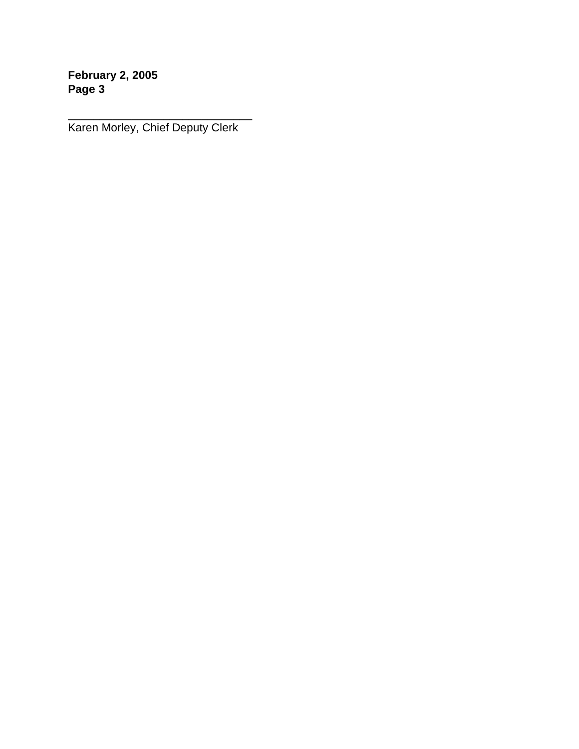______________________________
Karen Morley, Chief Deputy Clerk